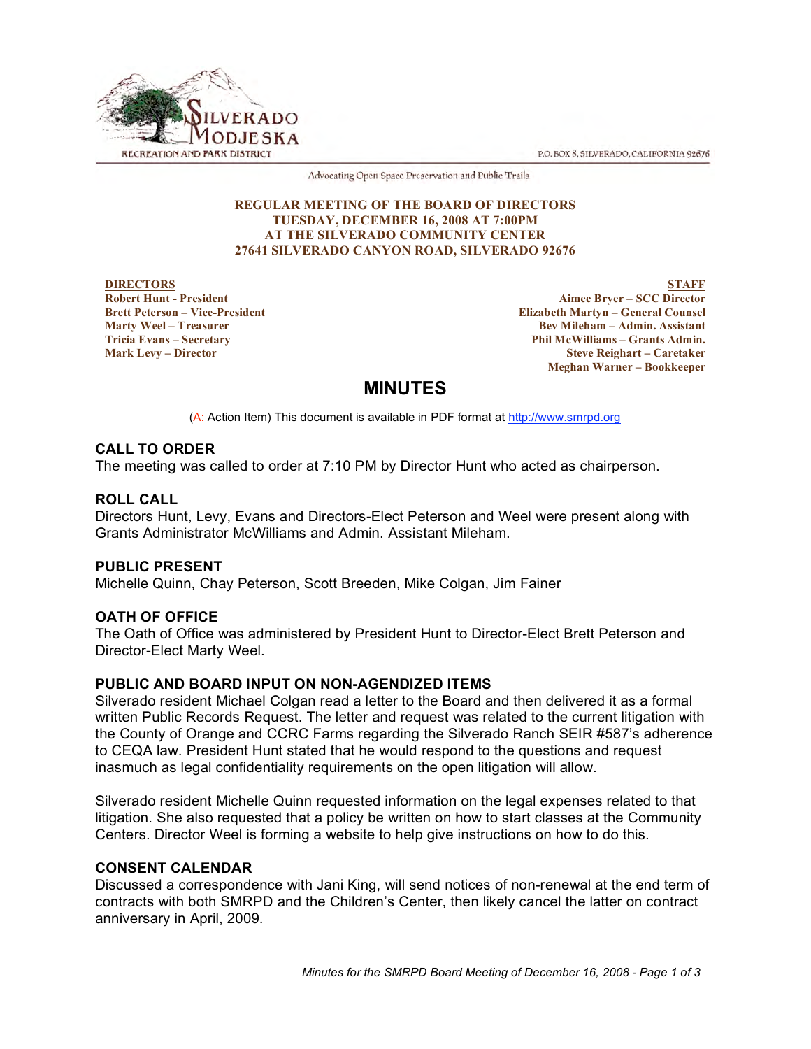SILVERADO MODJESKA RECREATION AND PARK DISTRICT

P.O. BOX 8, SILVERADO, CALIFORNIA 92676

Advocating Open Space Preservation and Public Trails

**REGULAR MEETING OF THE BOARD OF DIRECTORS**
**TUESDAY, DECEMBER 16, 2008 AT 7:00PM**
**AT THE SILVERADO COMMUNITY CENTER**
**27641 SILVERADO CANYON ROAD, SILVERADO 92676**

**DIRECTORS**
**Robert Hunt - President**
**Brett Peterson – Vice-President**
**Marty Weel – Treasurer**
**Tricia Evans – Secretary**
**Mark Levy – Director**

**STAFF**
**Aimee Bryer – SCC Director**
**Elizabeth Martyn – General Counsel**
**Bev Mileham – Admin. Assistant**
**Phil McWilliams – Grants Admin.**
**Steve Reighart – Caretaker**
**Meghan Warner – Bookkeeper**

# MINUTES

(A: Action Item) This document is available in PDF format at http://www.smrpd.org

## CALL TO ORDER

The meeting was called to order at 7:10 PM by Director Hunt who acted as chairperson.

## ROLL CALL

Directors Hunt, Levy, Evans and Directors-Elect Peterson and Weel were present along with Grants Administrator McWilliams and Admin. Assistant Mileham.

## PUBLIC PRESENT

Michelle Quinn, Chay Peterson, Scott Breeden, Mike Colgan, Jim Fainer

## OATH OF OFFICE

The Oath of Office was administered by President Hunt to Director-Elect Brett Peterson and Director-Elect Marty Weel.

## PUBLIC AND BOARD INPUT ON NON-AGENDIZED ITEMS

Silverado resident Michael Colgan read a letter to the Board and then delivered it as a formal written Public Records Request. The letter and request was related to the current litigation with the County of Orange and CCRC Farms regarding the Silverado Ranch SEIR #587's adherence to CEQA law. President Hunt stated that he would respond to the questions and request inasmuch as legal confidentiality requirements on the open litigation will allow.

Silverado resident Michelle Quinn requested information on the legal expenses related to that litigation. She also requested that a policy be written on how to start classes at the Community Centers. Director Weel is forming a website to help give instructions on how to do this.

## CONSENT CALENDAR

Discussed a correspondence with Jani King, will send notices of non-renewal at the end term of contracts with both SMRPD and the Children's Center, then likely cancel the latter on contract anniversary in April, 2009.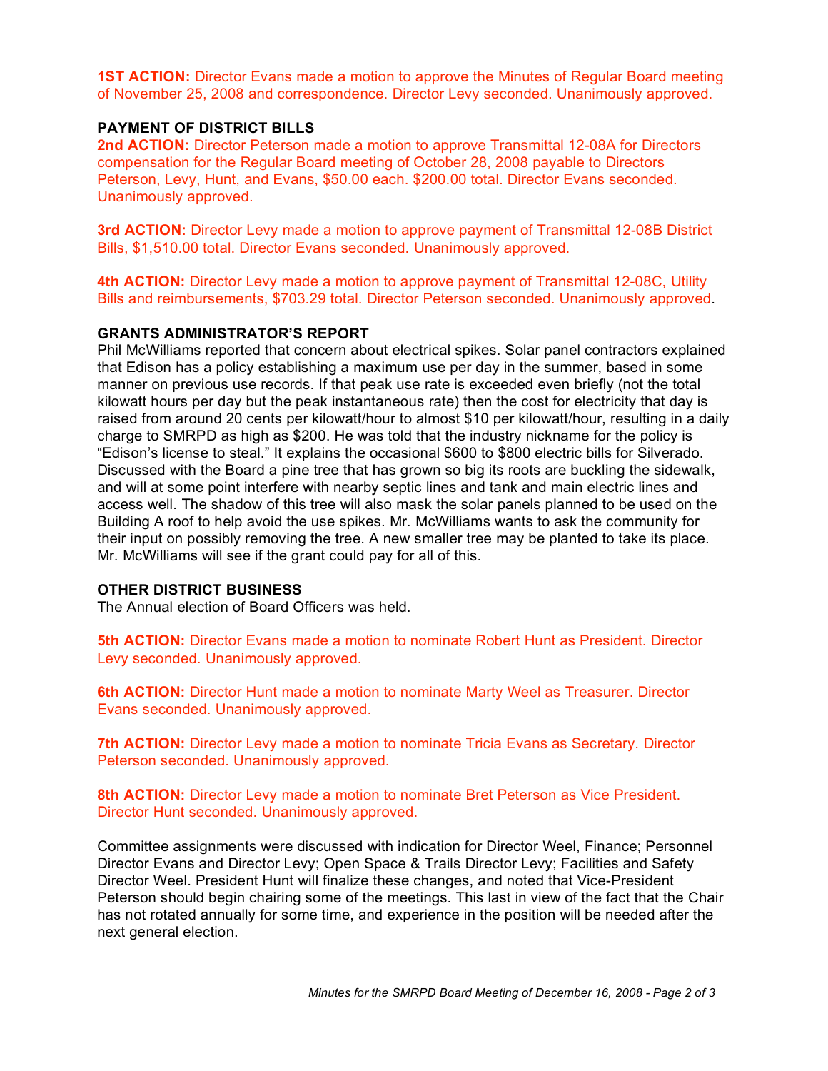**1ST ACTION:** Director Evans made a motion to approve the Minutes of Regular Board meeting of November 25, 2008 and correspondence. Director Levy seconded. Unanimously approved.

### PAYMENT OF DISTRICT BILLS

**2nd ACTION:** Director Peterson made a motion to approve Transmittal 12-08A for Directors compensation for the Regular Board meeting of October 28, 2008 payable to Directors Peterson, Levy, Hunt, and Evans, $50.00 each. $200.00 total. Director Evans seconded. Unanimously approved.

**3rd ACTION:** Director Levy made a motion to approve payment of Transmittal 12-08B District Bills, $1,510.00 total. Director Evans seconded. Unanimously approved.

**4th ACTION:** Director Levy made a motion to approve payment of Transmittal 12-08C, Utility Bills and reimbursements, $703.29 total. Director Peterson seconded. Unanimously approved.

### GRANTS ADMINISTRATOR'S REPORT

Phil McWilliams reported that concern about electrical spikes. Solar panel contractors explained that Edison has a policy establishing a maximum use per day in the summer, based in some manner on previous use records. If that peak use rate is exceeded even briefly (not the total kilowatt hours per day but the peak instantaneous rate) then the cost for electricity that day is raised from around 20 cents per kilowatt/hour to almost $10 per kilowatt/hour, resulting in a daily charge to SMRPD as high as $200. He was told that the industry nickname for the policy is "Edison's license to steal." It explains the occasional $600 to $800 electric bills for Silverado. Discussed with the Board a pine tree that has grown so big its roots are buckling the sidewalk, and will at some point interfere with nearby septic lines and tank and main electric lines and access well. The shadow of this tree will also mask the solar panels planned to be used on the Building A roof to help avoid the use spikes. Mr. McWilliams wants to ask the community for their input on possibly removing the tree. A new smaller tree may be planted to take its place. Mr. McWilliams will see if the grant could pay for all of this.

### OTHER DISTRICT BUSINESS

The Annual election of Board Officers was held.

**5th ACTION:** Director Evans made a motion to nominate Robert Hunt as President. Director Levy seconded. Unanimously approved.

**6th ACTION:** Director Hunt made a motion to nominate Marty Weel as Treasurer. Director Evans seconded. Unanimously approved.

**7th ACTION:** Director Levy made a motion to nominate Tricia Evans as Secretary. Director Peterson seconded. Unanimously approved.

**8th ACTION:** Director Levy made a motion to nominate Bret Peterson as Vice President. Director Hunt seconded. Unanimously approved.

Committee assignments were discussed with indication for Director Weel, Finance; Personnel Director Evans and Director Levy; Open Space & Trails Director Levy; Facilities and Safety Director Weel. President Hunt will finalize these changes, and noted that Vice-President Peterson should begin chairing some of the meetings. This last in view of the fact that the Chair has not rotated annually for some time, and experience in the position will be needed after the next general election.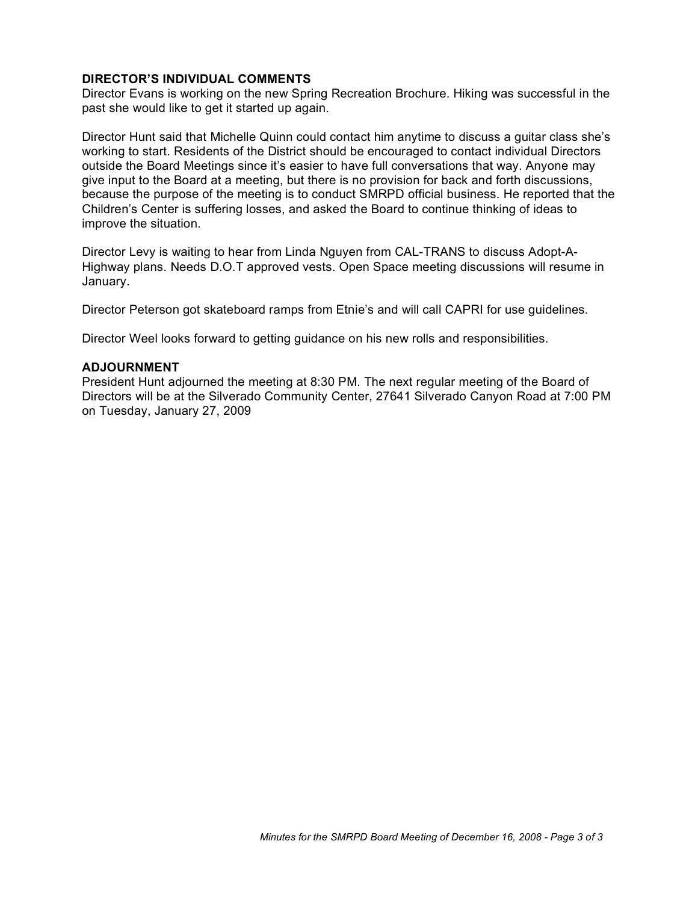**DIRECTOR'S INDIVIDUAL COMMENTS**

Director Evans is working on the new Spring Recreation Brochure. Hiking was successful in the past she would like to get it started up again.

Director Hunt said that Michelle Quinn could contact him anytime to discuss a guitar class she's working to start. Residents of the District should be encouraged to contact individual Directors outside the Board Meetings since it's easier to have full conversations that way. Anyone may give input to the Board at a meeting, but there is no provision for back and forth discussions, because the purpose of the meeting is to conduct SMRPD official business. He reported that the Children's Center is suffering losses, and asked the Board to continue thinking of ideas to improve the situation.

Director Levy is waiting to hear from Linda Nguyen from CAL-TRANS to discuss Adopt-A-Highway plans. Needs D.O.T approved vests. Open Space meeting discussions will resume in January.

Director Peterson got skateboard ramps from Etnie's and will call CAPRI for use guidelines.

Director Weel looks forward to getting guidance on his new rolls and responsibilities.

**ADJOURNMENT**

President Hunt adjourned the meeting at 8:30 PM. The next regular meeting of the Board of Directors will be at the Silverado Community Center, 27641 Silverado Canyon Road at 7:00 PM on Tuesday, January 27, 2009